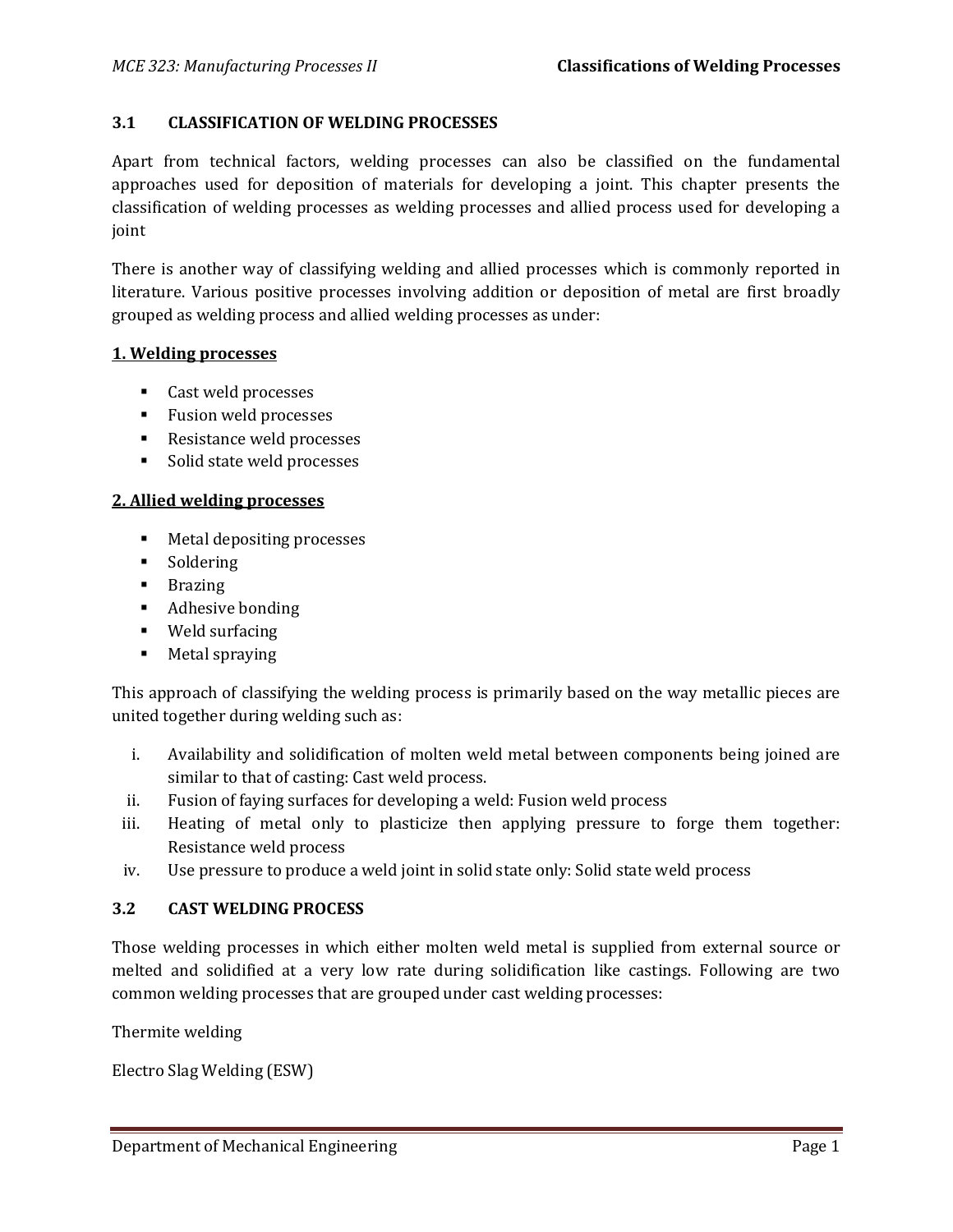## 3.1 CLASSIFICATION OF WELDING PROCESSES

Apart from technical factors, welding processes can also be classified on the fundamental approaches used for deposition of materials for developing a joint. This chapter presents the classification of welding processes as welding processes and allied process used for developing a joint

There is another way of classifying welding and allied processes which is commonly reported in literature. Various positive processes involving addition or deposition of metal are first broadly grouped as welding process and allied welding processes as under:

**1. Welding processes**

- Cast weld processes
- Fusion weld processes
- Resistance weld processes
- Solid state weld processes

**2. Allied welding processes**

- Metal depositing processes
- Soldering
- Brazing
- Adhesive bonding
- Weld surfacing
- Metal spraying

This approach of classifying the welding process is primarily based on the way metallic pieces are united together during welding such as:

i. Availability and solidification of molten weld metal between components being joined are similar to that of casting: Cast weld process.
ii. Fusion of faying surfaces for developing a weld: Fusion weld process
iii. Heating of metal only to plasticize then applying pressure to forge them together: Resistance weld process
iv. Use pressure to produce a weld joint in solid state only: Solid state weld process

## 3.2 CAST WELDING PROCESS

Those welding processes in which either molten weld metal is supplied from external source or melted and solidified at a very low rate during solidification like castings. Following are two common welding processes that are grouped under cast welding processes:

Thermite welding

Electro Slag Welding (ESW)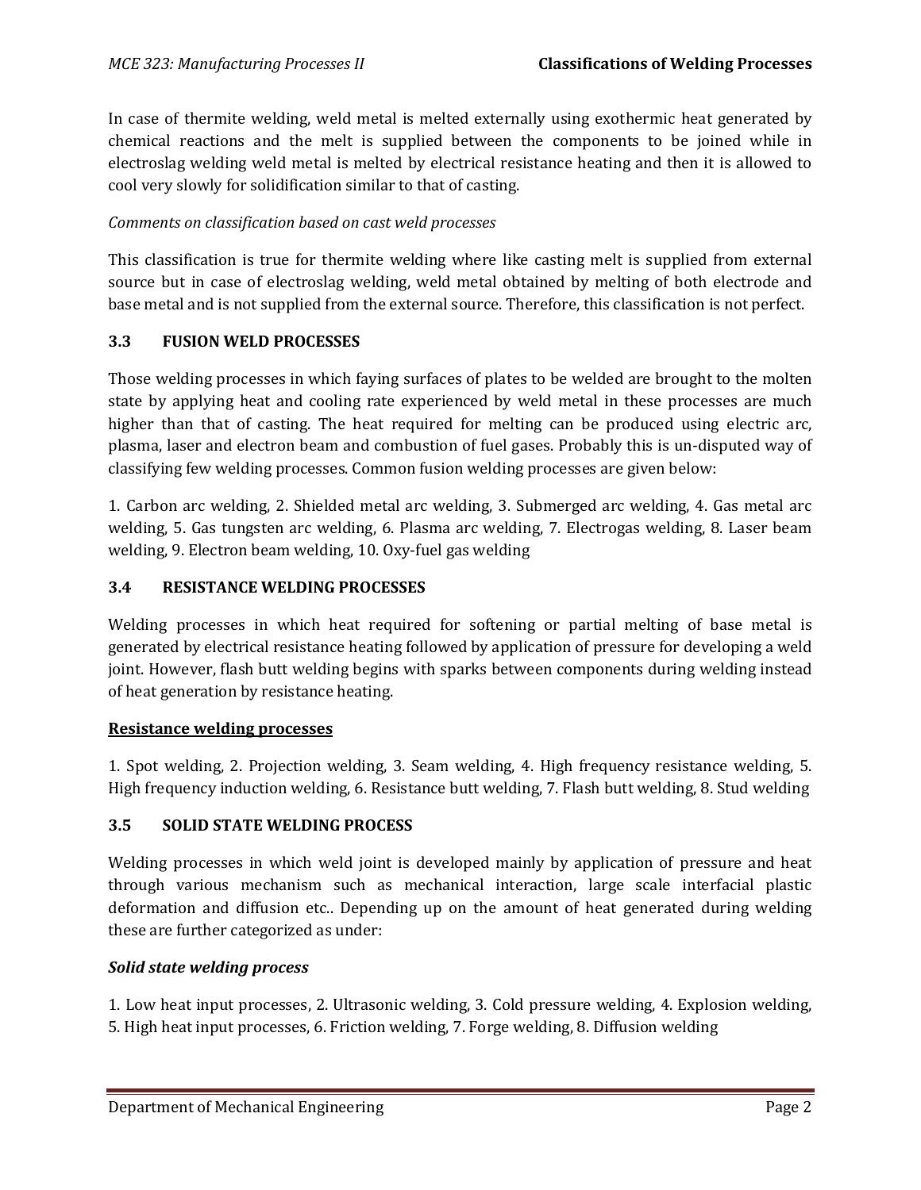In case of thermite welding, weld metal is melted externally using exothermic heat generated by chemical reactions and the melt is supplied between the components to be joined while in electroslag welding weld metal is melted by electrical resistance heating and then it is allowed to cool very slowly for solidification similar to that of casting.

*Comments on classification based on cast weld processes*

This classification is true for thermite welding where like casting melt is supplied from external source but in case of electroslag welding, weld metal obtained by melting of both electrode and base metal and is not supplied from the external source. Therefore, this classification is not perfect.

### 3.3 FUSION WELD PROCESSES

Those welding processes in which faying surfaces of plates to be welded are brought to the molten state by applying heat and cooling rate experienced by weld metal in these processes are much higher than that of casting. The heat required for melting can be produced using electric arc, plasma, laser and electron beam and combustion of fuel gases. Probably this is un-disputed way of classifying few welding processes. Common fusion welding processes are given below:

1. Carbon arc welding, 2. Shielded metal arc welding, 3. Submerged arc welding, 4. Gas metal arc welding, 5. Gas tungsten arc welding, 6. Plasma arc welding, 7. Electrogas welding, 8. Laser beam welding, 9. Electron beam welding, 10. Oxy-fuel gas welding

### 3.4 RESISTANCE WELDING PROCESSES

Welding processes in which heat required for softening or partial melting of base metal is generated by electrical resistance heating followed by application of pressure for developing a weld joint. However, flash butt welding begins with sparks between components during welding instead of heat generation by resistance heating.

**Resistance welding processes**

1. Spot welding, 2. Projection welding, 3. Seam welding, 4. High frequency resistance welding, 5. High frequency induction welding, 6. Resistance butt welding, 7. Flash butt welding, 8. Stud welding

### 3.5 SOLID STATE WELDING PROCESS

Welding processes in which weld joint is developed mainly by application of pressure and heat through various mechanism such as mechanical interaction, large scale interfacial plastic deformation and diffusion etc.. Depending up on the amount of heat generated during welding these are further categorized as under:

***Solid state welding process***

1. Low heat input processes, 2. Ultrasonic welding, 3. Cold pressure welding, 4. Explosion welding, 5. High heat input processes, 6. Friction welding, 7. Forge welding, 8. Diffusion welding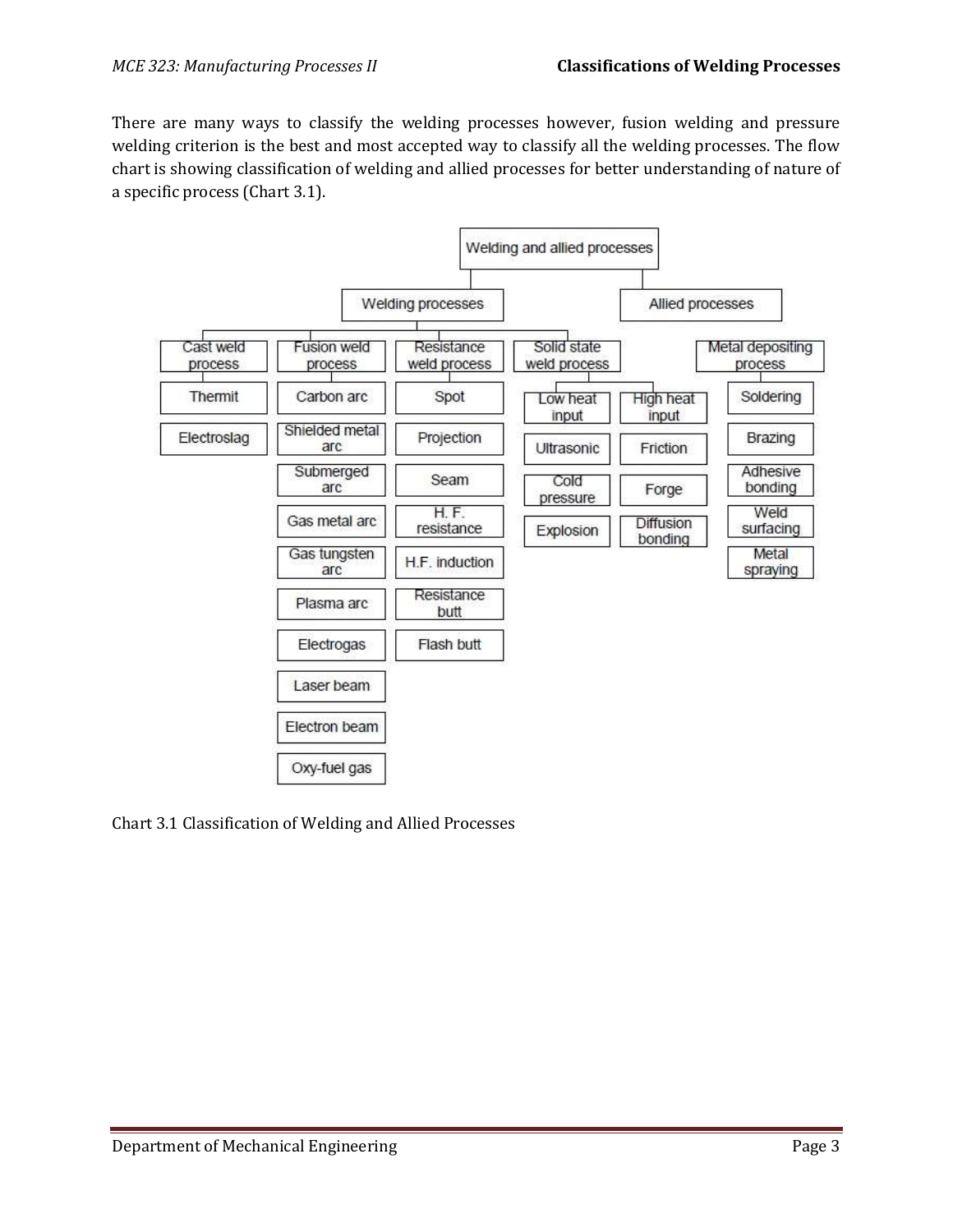There are many ways to classify the welding processes however, fusion welding and pressure welding criterion is the best and most accepted way to classify all the welding processes. The flow chart is showing classification of welding and allied processes for better understanding of nature of a specific process (Chart 3.1).

- Welding and allied processes
  - Welding processes
    - Cast weld process
      - Thermit
      - Electroslag
    - Fusion weld process
      - Carbon arc
      - Shielded metal arc
      - Submerged arc
      - Gas metal arc
      - Gas tungsten arc
      - Plasma arc
      - Electrogas
      - Laser beam
      - Electron beam
      - Oxy-fuel gas
    - Resistance weld process
      - Spot
      - Projection
      - Seam
      - H. F. resistance
      - H.F. induction
      - Resistance butt
      - Flash butt
    - Solid state weld process
      - Low heat input
        - Ultrasonic
        - Cold pressure
        - Explosion
      - High heat input
        - Friction
        - Forge
        - Diffusion bonding
  - Allied processes
    - Metal depositing process
      - Soldering
      - Brazing
      - Adhesive bonding
      - Weld surfacing
      - Metal spraying

Chart 3.1 Classification of Welding and Allied Processes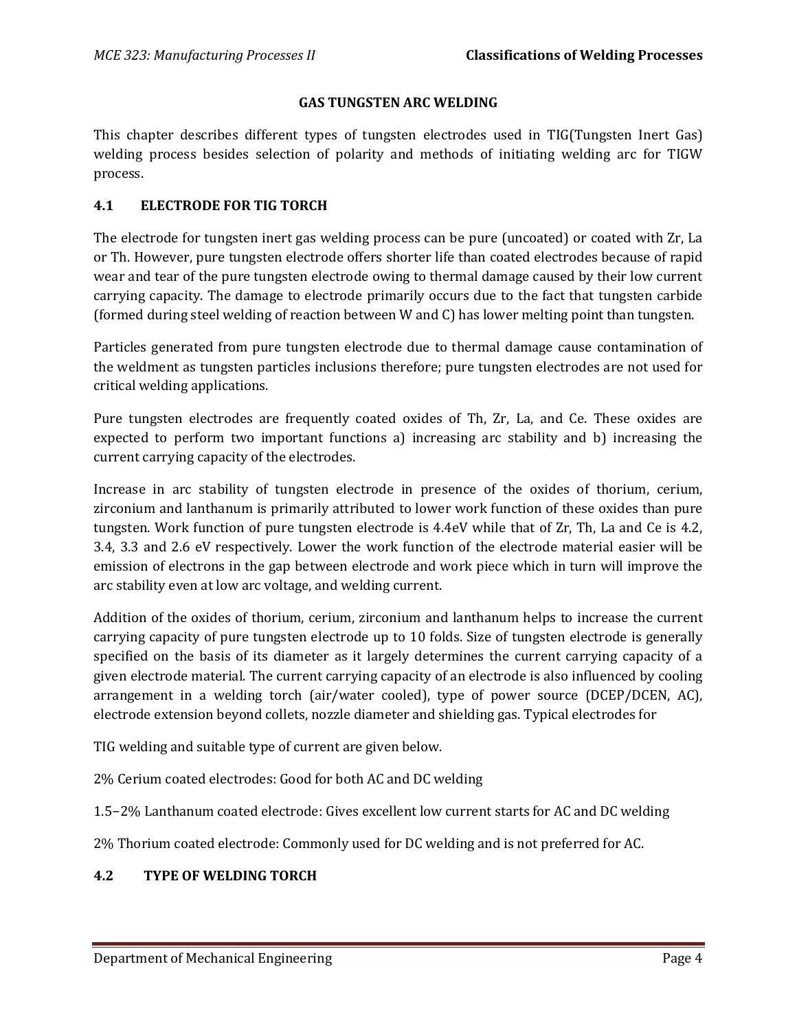## GAS TUNGSTEN ARC WELDING

This chapter describes different types of tungsten electrodes used in TIG(Tungsten Inert Gas) welding process besides selection of polarity and methods of initiating welding arc for TIGW process.

### 4.1 ELECTRODE FOR TIG TORCH

The electrode for tungsten inert gas welding process can be pure (uncoated) or coated with Zr, La or Th. However, pure tungsten electrode offers shorter life than coated electrodes because of rapid wear and tear of the pure tungsten electrode owing to thermal damage caused by their low current carrying capacity. The damage to electrode primarily occurs due to the fact that tungsten carbide (formed during steel welding of reaction between W and C) has lower melting point than tungsten.

Particles generated from pure tungsten electrode due to thermal damage cause contamination of the weldment as tungsten particles inclusions therefore; pure tungsten electrodes are not used for critical welding applications.

Pure tungsten electrodes are frequently coated oxides of Th, Zr, La, and Ce. These oxides are expected to perform two important functions a) increasing arc stability and b) increasing the current carrying capacity of the electrodes.

Increase in arc stability of tungsten electrode in presence of the oxides of thorium, cerium, zirconium and lanthanum is primarily attributed to lower work function of these oxides than pure tungsten. Work function of pure tungsten electrode is 4.4eV while that of Zr, Th, La and Ce is 4.2, 3.4, 3.3 and 2.6 eV respectively. Lower the work function of the electrode material easier will be emission of electrons in the gap between electrode and work piece which in turn will improve the arc stability even at low arc voltage, and welding current.

Addition of the oxides of thorium, cerium, zirconium and lanthanum helps to increase the current carrying capacity of pure tungsten electrode up to 10 folds. Size of tungsten electrode is generally specified on the basis of its diameter as it largely determines the current carrying capacity of a given electrode material. The current carrying capacity of an electrode is also influenced by cooling arrangement in a welding torch (air/water cooled), type of power source (DCEP/DCEN, AC), electrode extension beyond collets, nozzle diameter and shielding gas. Typical electrodes for

TIG welding and suitable type of current are given below.

2% Cerium coated electrodes: Good for both AC and DC welding

1.5–2% Lanthanum coated electrode: Gives excellent low current starts for AC and DC welding

2% Thorium coated electrode: Commonly used for DC welding and is not preferred for AC.

### 4.2 TYPE OF WELDING TORCH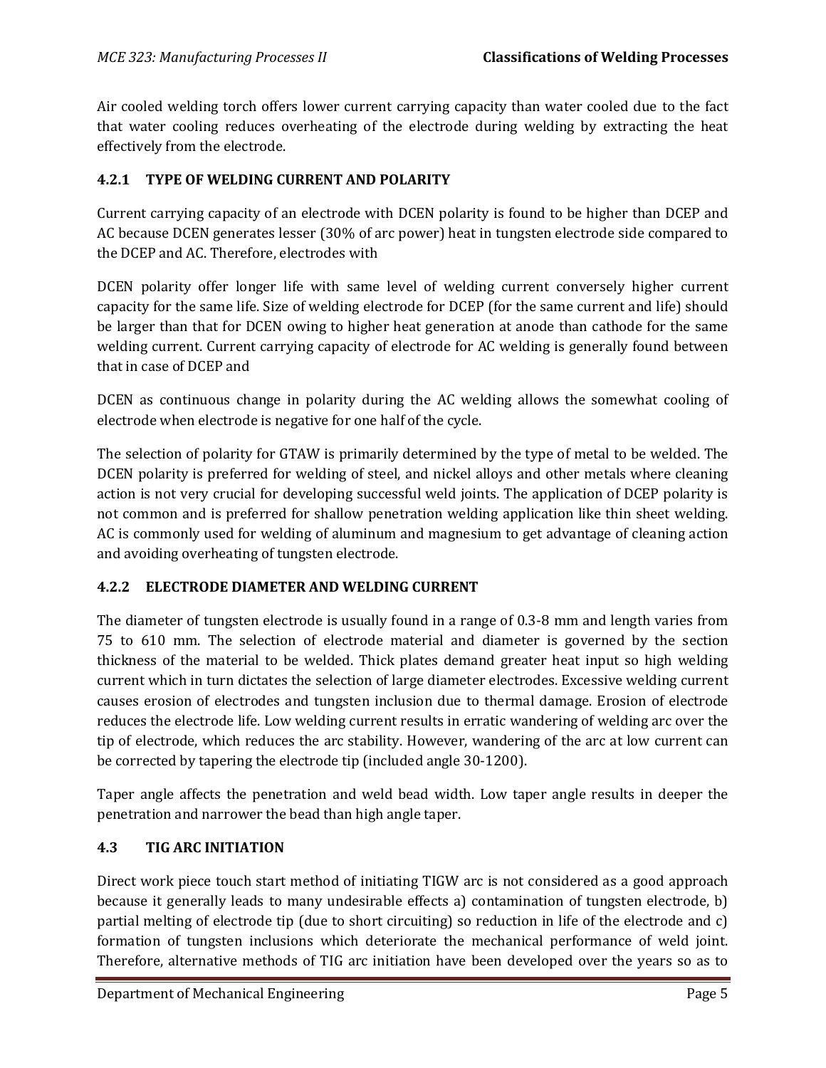Air cooled welding torch offers lower current carrying capacity than water cooled due to the fact that water cooling reduces overheating of the electrode during welding by extracting the heat effectively from the electrode.

### 4.2.1 TYPE OF WELDING CURRENT AND POLARITY

Current carrying capacity of an electrode with DCEN polarity is found to be higher than DCEP and AC because DCEN generates lesser (30% of arc power) heat in tungsten electrode side compared to the DCEP and AC. Therefore, electrodes with

DCEN polarity offer longer life with same level of welding current conversely higher current capacity for the same life. Size of welding electrode for DCEP (for the same current and life) should be larger than that for DCEN owing to higher heat generation at anode than cathode for the same welding current. Current carrying capacity of electrode for AC welding is generally found between that in case of DCEP and

DCEN as continuous change in polarity during the AC welding allows the somewhat cooling of electrode when electrode is negative for one half of the cycle.

The selection of polarity for GTAW is primarily determined by the type of metal to be welded. The DCEN polarity is preferred for welding of steel, and nickel alloys and other metals where cleaning action is not very crucial for developing successful weld joints. The application of DCEP polarity is not common and is preferred for shallow penetration welding application like thin sheet welding. AC is commonly used for welding of aluminum and magnesium to get advantage of cleaning action and avoiding overheating of tungsten electrode.

### 4.2.2 ELECTRODE DIAMETER AND WELDING CURRENT

The diameter of tungsten electrode is usually found in a range of 0.3-8 mm and length varies from 75 to 610 mm. The selection of electrode material and diameter is governed by the section thickness of the material to be welded. Thick plates demand greater heat input so high welding current which in turn dictates the selection of large diameter electrodes. Excessive welding current causes erosion of electrodes and tungsten inclusion due to thermal damage. Erosion of electrode reduces the electrode life. Low welding current results in erratic wandering of welding arc over the tip of electrode, which reduces the arc stability. However, wandering of the arc at low current can be corrected by tapering the electrode tip (included angle 30-1200).

Taper angle affects the penetration and weld bead width. Low taper angle results in deeper the penetration and narrower the bead than high angle taper.

## 4.3 TIG ARC INITIATION

Direct work piece touch start method of initiating TIGW arc is not considered as a good approach because it generally leads to many undesirable effects a) contamination of tungsten electrode, b) partial melting of electrode tip (due to short circuiting) so reduction in life of the electrode and c) formation of tungsten inclusions which deteriorate the mechanical performance of weld joint. Therefore, alternative methods of TIG arc initiation have been developed over the years so as to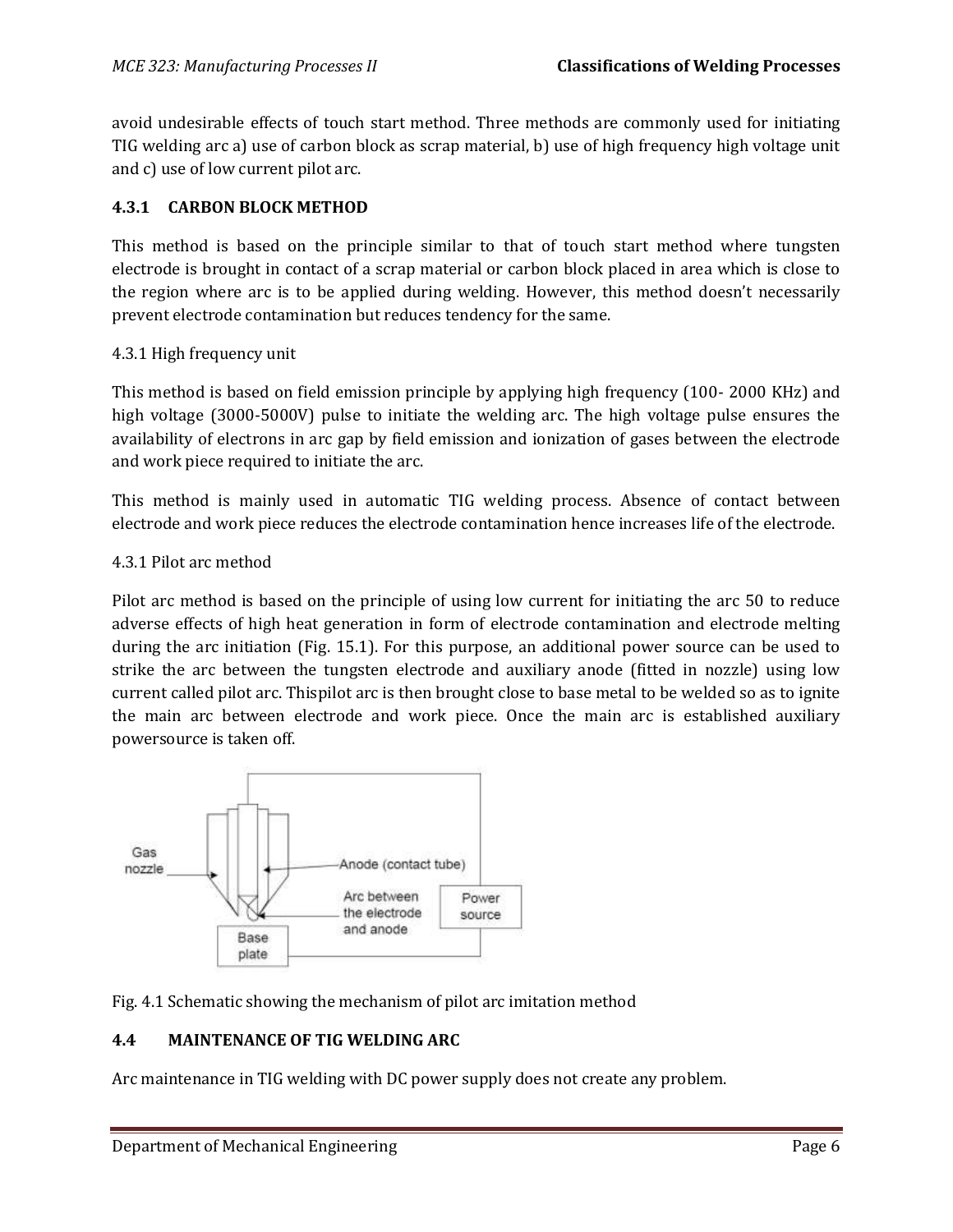avoid undesirable effects of touch start method. Three methods are commonly used for initiating TIG welding arc a) use of carbon block as scrap material, b) use of high frequency high voltage unit and c) use of low current pilot arc.

### 4.3.1 CARBON BLOCK METHOD

This method is based on the principle similar to that of touch start method where tungsten electrode is brought in contact of a scrap material or carbon block placed in area which is close to the region where arc is to be applied during welding. However, this method doesn't necessarily prevent electrode contamination but reduces tendency for the same.

4.3.1 High frequency unit

This method is based on field emission principle by applying high frequency (100- 2000 KHz) and high voltage (3000-5000V) pulse to initiate the welding arc. The high voltage pulse ensures the availability of electrons in arc gap by field emission and ionization of gases between the electrode and work piece required to initiate the arc.

This method is mainly used in automatic TIG welding process. Absence of contact between electrode and work piece reduces the electrode contamination hence increases life of the electrode.

4.3.1 Pilot arc method

Pilot arc method is based on the principle of using low current for initiating the arc 50 to reduce adverse effects of high heat generation in form of electrode contamination and electrode melting during the arc initiation (Fig. 15.1). For this purpose, an additional power source can be used to strike the arc between the tungsten electrode and auxiliary anode (fitted in nozzle) using low current called pilot arc. Thispilot arc is then brought close to base metal to be welded so as to ignite the main arc between electrode and work piece. Once the main arc is established auxiliary powersource is taken off.

Fig. 4.1 Schematic showing the mechanism of pilot arc imitation method

### 4.4 MAINTENANCE OF TIG WELDING ARC

Arc maintenance in TIG welding with DC power supply does not create any problem.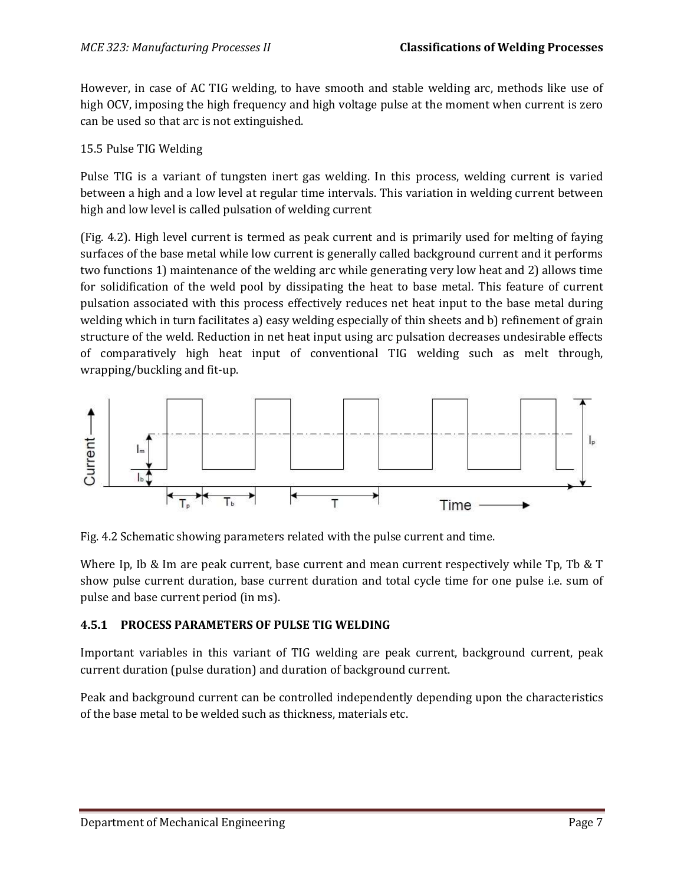However, in case of AC TIG welding, to have smooth and stable welding arc, methods like use of high OCV, imposing the high frequency and high voltage pulse at the moment when current is zero can be used so that arc is not extinguished.

15.5 Pulse TIG Welding

Pulse TIG is a variant of tungsten inert gas welding. In this process, welding current is varied between a high and a low level at regular time intervals. This variation in welding current between high and low level is called pulsation of welding current

(Fig. 4.2). High level current is termed as peak current and is primarily used for melting of faying surfaces of the base metal while low current is generally called background current and it performs two functions 1) maintenance of the welding arc while generating very low heat and 2) allows time for solidification of the weld pool by dissipating the heat to base metal. This feature of current pulsation associated with this process effectively reduces net heat input to the base metal during welding which in turn facilitates a) easy welding especially of thin sheets and b) refinement of grain structure of the weld. Reduction in net heat input using arc pulsation decreases undesirable effects of comparatively high heat input of conventional TIG welding such as melt through, wrapping/buckling and fit-up.

Current

$I_m$

$I_b$

$I_p$

$T_p$

$T_b$

$T$

Time

Fig. 4.2 Schematic showing parameters related with the pulse current and time.

Where Ip, Ib & Im are peak current, base current and mean current respectively while Tp, Tb & T show pulse current duration, base current duration and total cycle time for one pulse i.e. sum of pulse and base current period (in ms).

### 4.5.1 PROCESS PARAMETERS OF PULSE TIG WELDING

Important variables in this variant of TIG welding are peak current, background current, peak current duration (pulse duration) and duration of background current.

Peak and background current can be controlled independently depending upon the characteristics of the base metal to be welded such as thickness, materials etc.